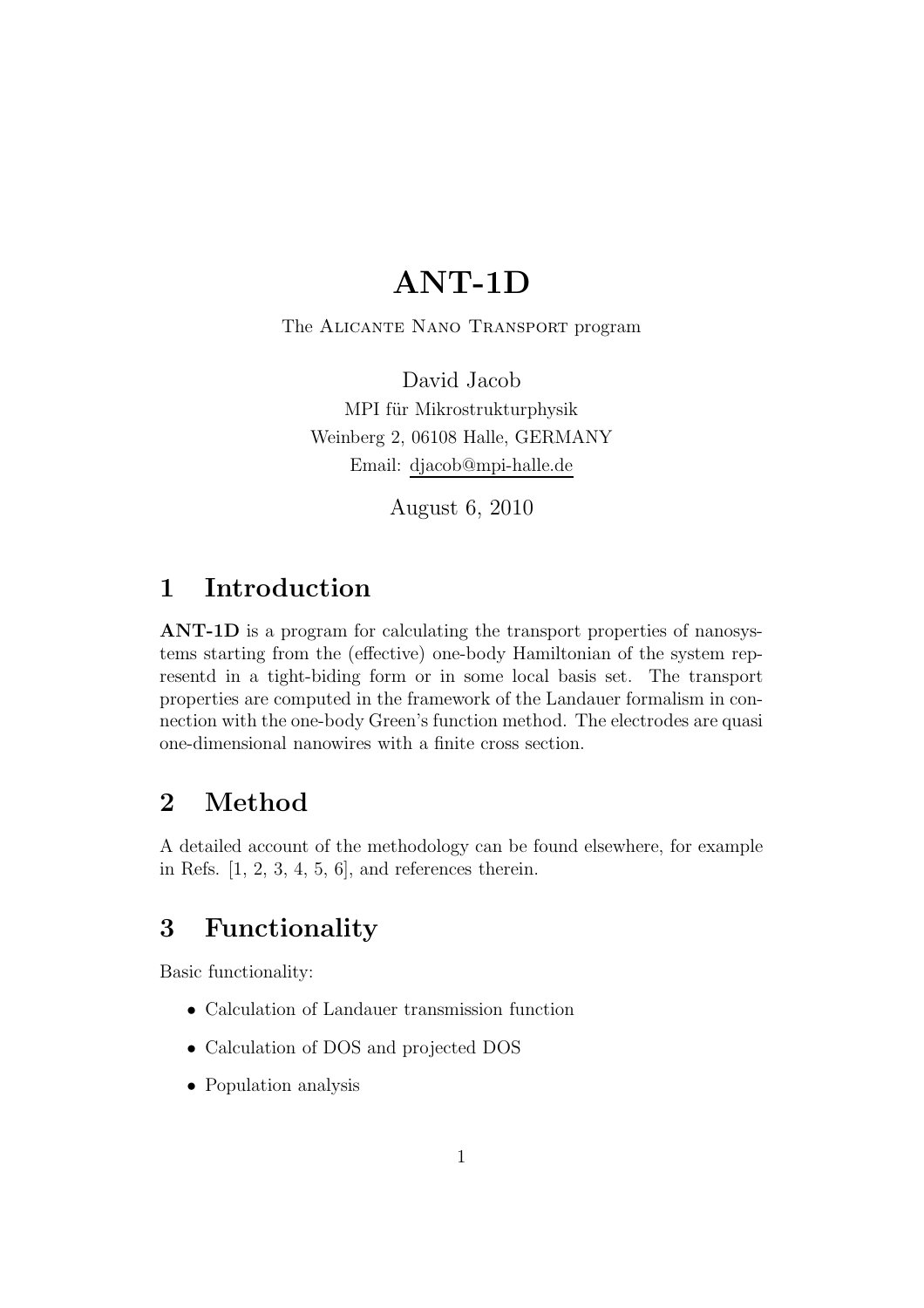# ANT-1D

The Alicante Nano Transport program

David Jacob
MPI für Mikrostrukturphysik
Weinberg 2, 06108 Halle, GERMANY
Email: djacob@mpi-halle.de

August 6, 2010

## 1 Introduction

**ANT-1D** is a program for calculating the transport properties of nanosystems starting from the (effective) one-body Hamiltonian of the system representd in a tight-biding form or in some local basis set. The transport properties are computed in the framework of the Landauer formalism in connection with the one-body Green's function method. The electrodes are quasi one-dimensional nanowires with a finite cross section.

## 2 Method

A detailed account of the methodology can be found elsewhere, for example in Refs. [1, 2, 3, 4, 5, 6], and references therein.

## 3 Functionality

Basic functionality:

- Calculation of Landauer transmission function
- Calculation of DOS and projected DOS
- Population analysis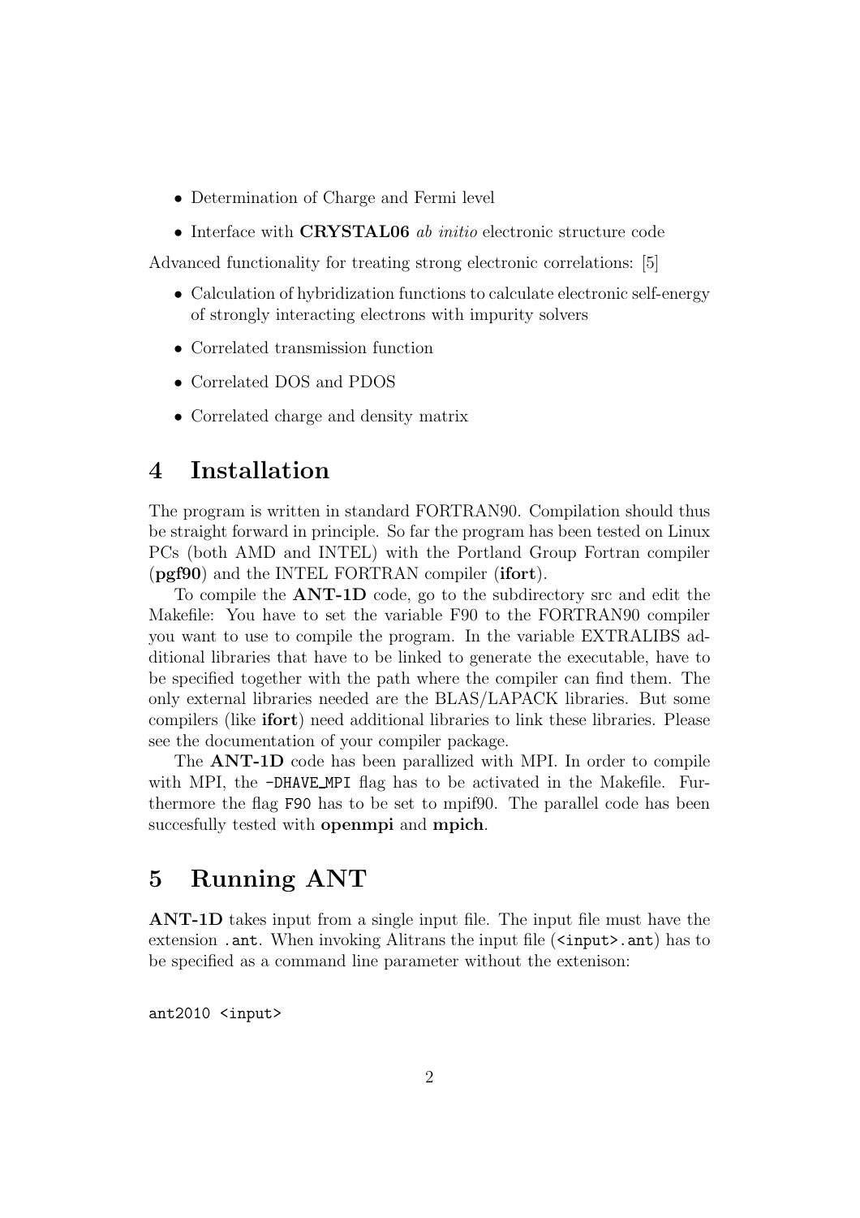- Determination of Charge and Fermi level
- Interface with **CRYSTAL06** *ab initio* electronic structure code

Advanced functionality for treating strong electronic correlations: [5]

- Calculation of hybridization functions to calculate electronic self-energy of strongly interacting electrons with impurity solvers
- Correlated transmission function
- Correlated DOS and PDOS
- Correlated charge and density matrix

# 4 Installation

The program is written in standard FORTRAN90. Compilation should thus be straight forward in principle. So far the program has been tested on Linux PCs (both AMD and INTEL) with the Portland Group Fortran compiler (**pgf90**) and the INTEL FORTRAN compiler (**ifort**).

To compile the **ANT-1D** code, go to the subdirectory src and edit the Makefile: You have to set the variable F90 to the FORTRAN90 compiler you want to use to compile the program. In the variable EXTRALIBS additional libraries that have to be linked to generate the executable, have to be specified together with the path where the compiler can find them. The only external libraries needed are the BLAS/LAPACK libraries. But some compilers (like **ifort**) need additional libraries to link these libraries. Please see the documentation of your compiler package.

The **ANT-1D** code has been parallized with MPI. In order to compile with MPI, the `-DHAVE_MPI` flag has to be activated in the Makefile. Furthermore the flag `F90` has to be set to mpif90. The parallel code has been succesfully tested with **openmpi** and **mpich**.

# 5 Running ANT

**ANT-1D** takes input from a single input file. The input file must have the extension `.ant`. When invoking Alitrans the input file (`<input>.ant`) has to be specified as a command line parameter without the extenison:

```
ant2010 <input>
```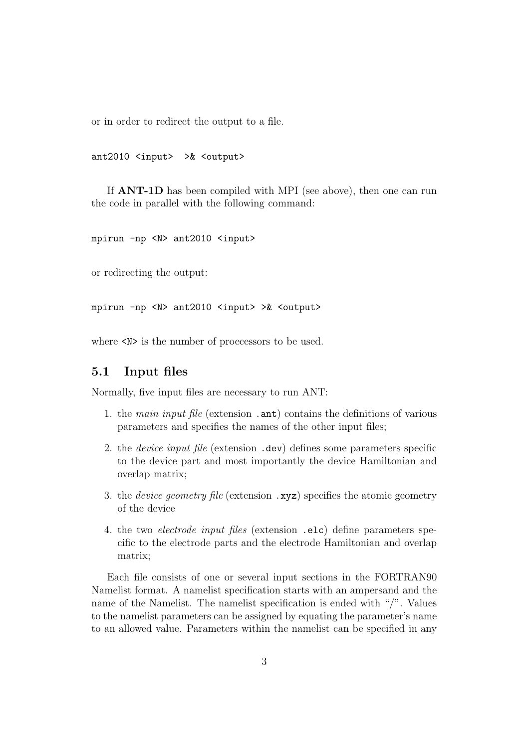or in order to redirect the output to a file.

```
ant2010 <input>  >& <output>
```

If **ANT-1D** has been compiled with MPI (see above), then one can run the code in parallel with the following command:

```
mpirun -np <N> ant2010 <input>
```

or redirecting the output:

```
mpirun -np <N> ant2010 <input> >& <output>
```

where `<N>` is the number of proecessors to be used.

## 5.1 Input files

Normally, five input files are necessary to run ANT:

1. the *main input file* (extension `.ant`) contains the definitions of various parameters and specifies the names of the other input files;
2. the *device input file* (extension `.dev`) defines some parameters specific to the device part and most importantly the device Hamiltonian and overlap matrix;
3. the *device geometry file* (extension `.xyz`) specifies the atomic geometry of the device
4. the two *electrode input files* (extension `.elc`) define parameters specific to the electrode parts and the electrode Hamiltonian and overlap matrix;

Each file consists of one or several input sections in the FORTRAN90 Namelist format. A namelist specification starts with an ampersand and the name of the Namelist. The namelist specification is ended with "/". Values to the namelist parameters can be assigned by equating the parameter's name to an allowed value. Parameters within the namelist can be specified in any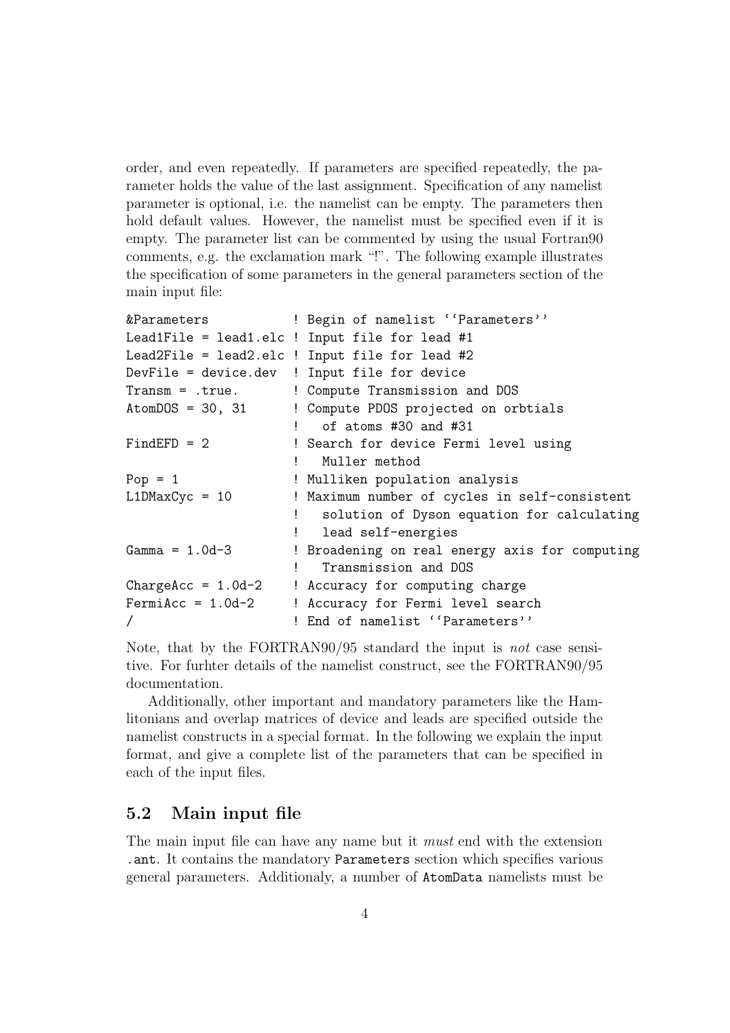order, and even repeatedly. If parameters are specified repeatedly, the parameter holds the value of the last assignment. Specification of any namelist parameter is optional, i.e. the namelist can be empty. The parameters then hold default values. However, the namelist must be specified even if it is empty. The parameter list can be commented by using the usual Fortran90 comments, e.g. the exclamation mark "!". The following example illustrates the specification of some parameters in the general parameters section of the main input file:

```
&Parameters           ! Begin of namelist ''Parameters''
Lead1File = lead1.elc ! Input file for lead #1
Lead2File = lead2.elc ! Input file for lead #2
DevFile = device.dev  ! Input file for device
Transm = .true.       ! Compute Transmission and DOS
AtomDOS = 30, 31      ! Compute PDOS projected on orbtials
                      !   of atoms #30 and #31
FindEFD = 2           ! Search for device Fermi level using
                      !   Muller method
Pop = 1               ! Mulliken population analysis
L1DMaxCyc = 10        ! Maximum number of cycles in self-consistent
                      !   solution of Dyson equation for calculating
                      !   lead self-energies
Gamma = 1.0d-3        ! Broadening on real energy axis for computing
                      !   Transmission and DOS
ChargeAcc = 1.0d-2    ! Accuracy for computing charge
FermiAcc = 1.0d-2     ! Accuracy for Fermi level search
/                     ! End of namelist ''Parameters''
```

Note, that by the FORTRAN90/95 standard the input is *not* case sensitive. For furhter details of the namelist construct, see the FORTRAN90/95 documentation.

Additionally, other important and mandatory parameters like the Hamlitonians and overlap matrices of device and leads are specified outside the namelist constructs in a special format. In the following we explain the input format, and give a complete list of the parameters that can be specified in each of the input files.

## 5.2 Main input file

The main input file can have any name but it *must* end with the extension `.ant`. It contains the mandatory `Parameters` section which specifies various general parameters. Additionaly, a number of `AtomData` namelists must be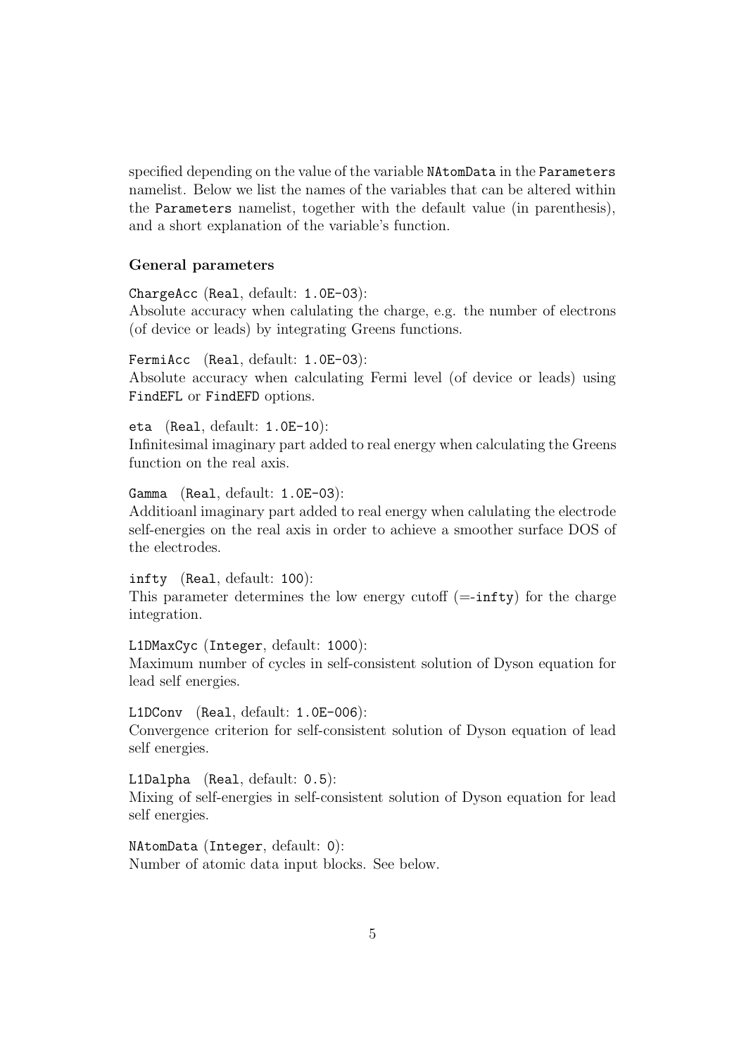specified depending on the value of the variable `NAtomData` in the `Parameters` namelist. Below we list the names of the variables that can be altered within the `Parameters` namelist, together with the default value (in parenthesis), and a short explanation of the variable's function.

### General parameters

`ChargeAcc` (`Real`, default: `1.0E-03`):
Absolute accuracy when calulating the charge, e.g. the number of electrons (of device or leads) by integrating Greens functions.

`FermiAcc` (`Real`, default: `1.0E-03`):
Absolute accuracy when calculating Fermi level (of device or leads) using `FindEFL` or `FindEFD` options.

`eta` (`Real`, default: `1.0E-10`):
Infinitesimal imaginary part added to real energy when calculating the Greens function on the real axis.

`Gamma` (`Real`, default: `1.0E-03`):
Additioanl imaginary part added to real energy when calulating the electrode self-energies on the real axis in order to achieve a smoother surface DOS of the electrodes.

`infty` (`Real`, default: `100`):
This parameter determines the low energy cutoff (=`-infty`) for the charge integration.

`L1DMaxCyc` (`Integer`, default: `1000`):
Maximum number of cycles in self-consistent solution of Dyson equation for lead self energies.

`L1DConv` (`Real`, default: `1.0E-006`):
Convergence criterion for self-consistent solution of Dyson equation of lead self energies.

`L1Dalpha` (`Real`, default: `0.5`):
Mixing of self-energies in self-consistent solution of Dyson equation for lead self energies.

`NAtomData` (`Integer`, default: `0`):
Number of atomic data input blocks. See below.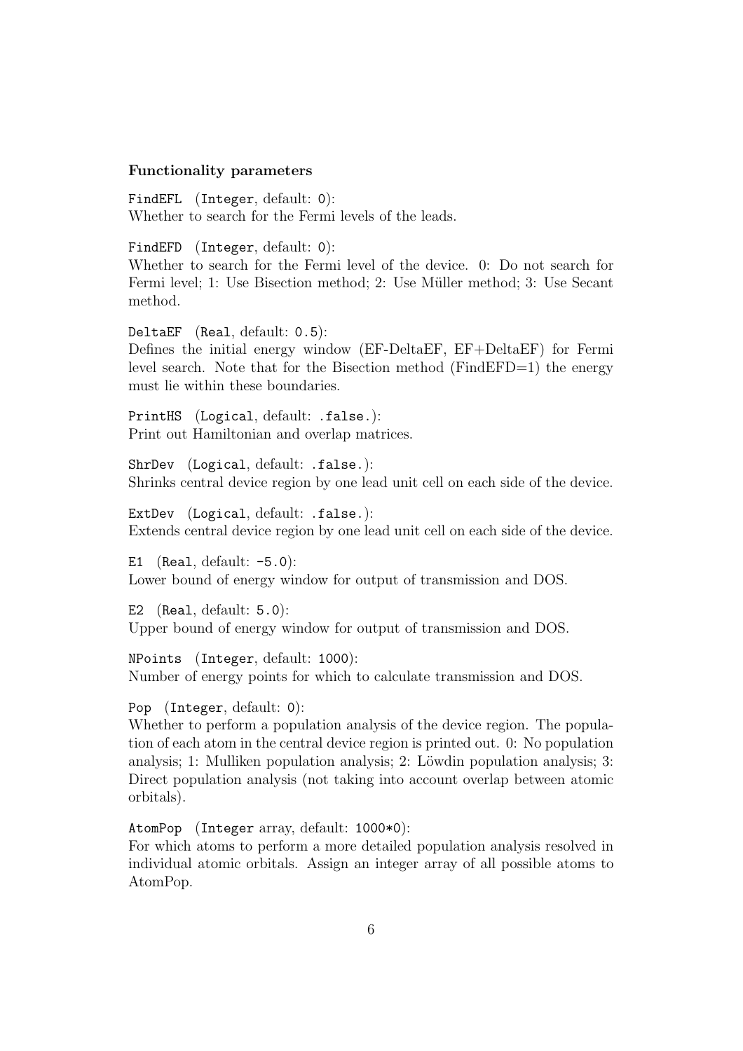**Functionality parameters**

`FindEFL` (`Integer`, default: `0`):
Whether to search for the Fermi levels of the leads.

`FindEFD` (`Integer`, default: `0`):
Whether to search for the Fermi level of the device. 0: Do not search for Fermi level; 1: Use Bisection method; 2: Use Müller method; 3: Use Secant method.

`DeltaEF` (`Real`, default: `0.5`):
Defines the initial energy window (EF-DeltaEF, EF+DeltaEF) for Fermi level search. Note that for the Bisection method (FindEFD=1) the energy must lie within these boundaries.

`PrintHS` (`Logical`, default: `.false.`):
Print out Hamiltonian and overlap matrices.

`ShrDev` (`Logical`, default: `.false.`):
Shrinks central device region by one lead unit cell on each side of the device.

`ExtDev` (`Logical`, default: `.false.`):
Extends central device region by one lead unit cell on each side of the device.

`E1` (`Real`, default: `-5.0`):
Lower bound of energy window for output of transmission and DOS.

`E2` (`Real`, default: `5.0`):
Upper bound of energy window for output of transmission and DOS.

`NPoints` (`Integer`, default: `1000`):
Number of energy points for which to calculate transmission and DOS.

`Pop` (`Integer`, default: `0`):
Whether to perform a population analysis of the device region. The population of each atom in the central device region is printed out. 0: No population analysis; 1: Mulliken population analysis; 2: Löwdin population analysis; 3: Direct population analysis (not taking into account overlap between atomic orbitals).

`AtomPop` (`Integer` array, default: `1000*0`):
For which atoms to perform a more detailed population analysis resolved in individual atomic orbitals. Assign an integer array of all possible atoms to AtomPop.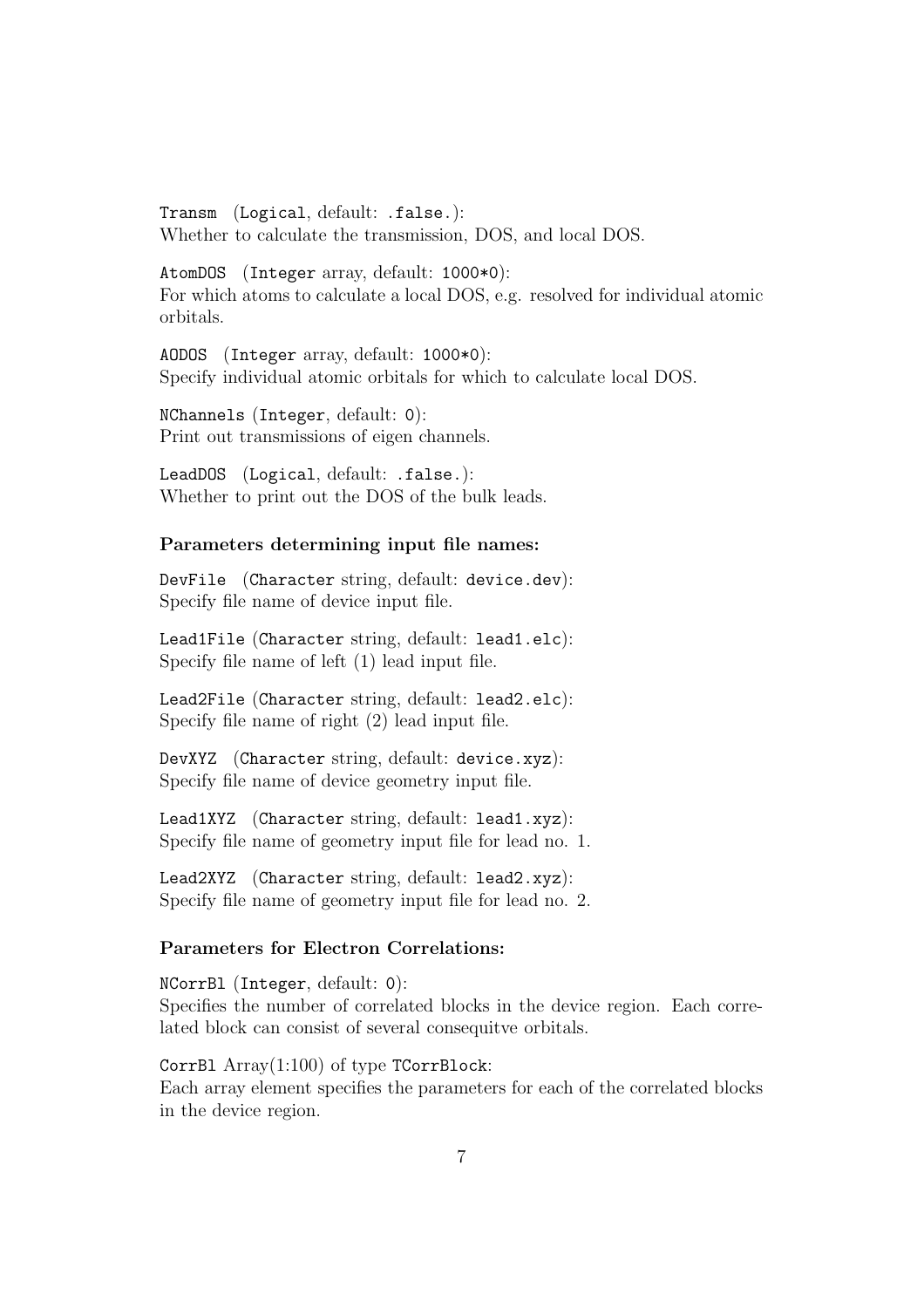`Transm` (`Logical`, default: `.false.`):
Whether to calculate the transmission, DOS, and local DOS.

`AtomDOS` (`Integer` array, default: `1000*0`):
For which atoms to calculate a local DOS, e.g. resolved for individual atomic orbitals.

`AODOS` (`Integer` array, default: `1000*0`):
Specify individual atomic orbitals for which to calculate local DOS.

`NChannels` (`Integer`, default: `0`):
Print out transmissions of eigen channels.

`LeadDOS` (`Logical`, default: `.false.`):
Whether to print out the DOS of the bulk leads.

**Parameters determining input file names:**

`DevFile` (`Character` string, default: `device.dev`):
Specify file name of device input file.

`Lead1File` (`Character` string, default: `lead1.elc`):
Specify file name of left (1) lead input file.

`Lead2File` (`Character` string, default: `lead2.elc`):
Specify file name of right (2) lead input file.

`DevXYZ` (`Character` string, default: `device.xyz`):
Specify file name of device geometry input file.

`Lead1XYZ` (`Character` string, default: `lead1.xyz`):
Specify file name of geometry input file for lead no. 1.

`Lead2XYZ` (`Character` string, default: `lead2.xyz`):
Specify file name of geometry input file for lead no. 2.

**Parameters for Electron Correlations:**

`NCorrBl` (`Integer`, default: `0`):
Specifies the number of correlated blocks in the device region. Each correlated block can consist of several consequitve orbitals.

`CorrBl` Array(1:100) of type `TCorrBlock`:
Each array element specifies the parameters for each of the correlated blocks in the device region.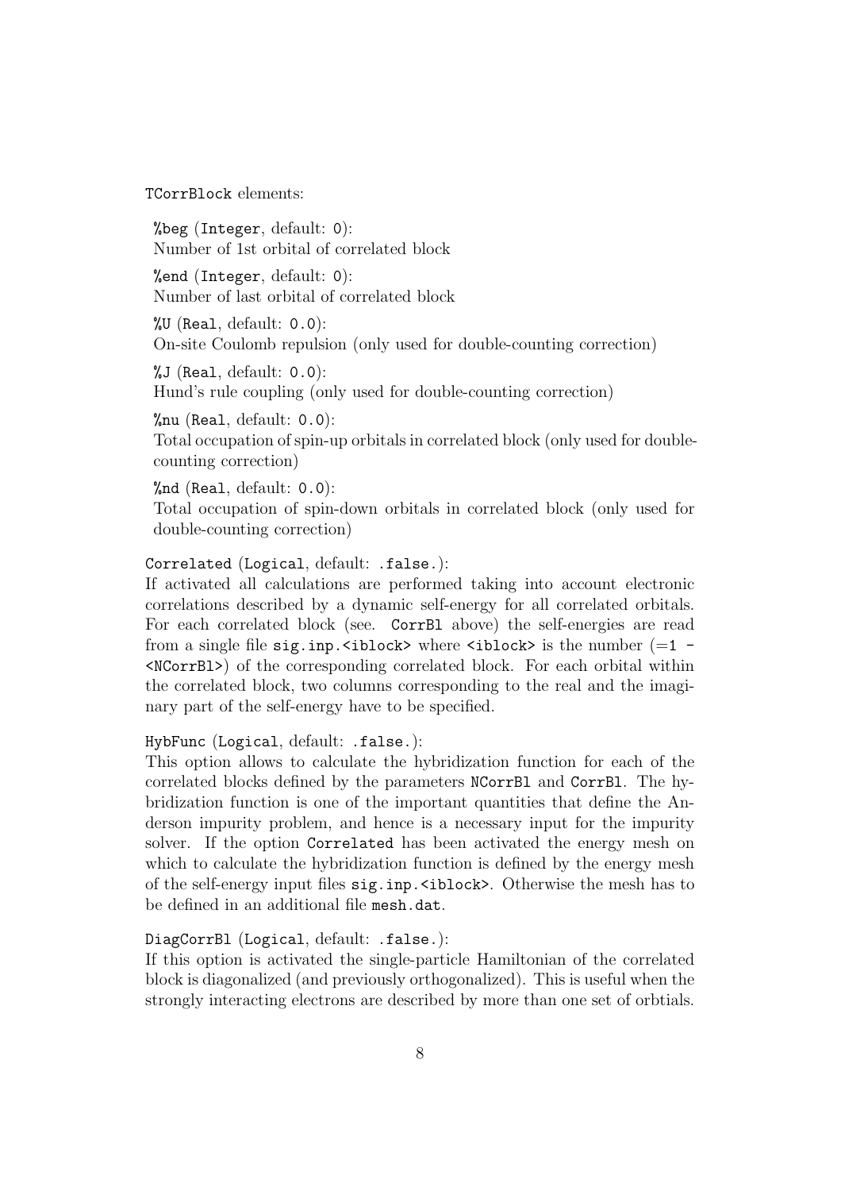`TCorrBlock` elements:

- `%beg` (`Integer`, default: `0`):
  Number of 1st orbital of correlated block
- `%end` (`Integer`, default: `0`):
  Number of last orbital of correlated block
- `%U` (`Real`, default: `0.0`):
  On-site Coulomb repulsion (only used for double-counting correction)
- `%J` (`Real`, default: `0.0`):
  Hund's rule coupling (only used for double-counting correction)
- `%nu` (`Real`, default: `0.0`):
  Total occupation of spin-up orbitals in correlated block (only used for double-counting correction)
- `%nd` (`Real`, default: `0.0`):
  Total occupation of spin-down orbitals in correlated block (only used for double-counting correction)

`Correlated` (`Logical`, default: `.false.`):
If activated all calculations are performed taking into account electronic correlations described by a dynamic self-energy for all correlated orbitals. For each correlated block (see. `CorrBl` above) the self-energies are read from a single file `sig.inp.<iblock>` where `<iblock>` is the number (=`1 - <NCorrBl>`) of the corresponding correlated block. For each orbital within the correlated block, two columns corresponding to the real and the imaginary part of the self-energy have to be specified.

`HybFunc` (`Logical`, default: `.false.`):
This option allows to calculate the hybridization function for each of the correlated blocks defined by the parameters `NCorrBl` and `CorrBl`. The hybridization function is one of the important quantities that define the Anderson impurity problem, and hence is a necessary input for the impurity solver. If the option `Correlated` has been activated the energy mesh on which to calculate the hybridization function is defined by the energy mesh of the self-energy input files `sig.inp.<iblock>`. Otherwise the mesh has to be defined in an additional file `mesh.dat`.

`DiagCorrBl` (`Logical`, default: `.false.`):
If this option is activated the single-particle Hamiltonian of the correlated block is diagonalized (and previously orthogonalized). This is useful when the strongly interacting electrons are described by more than one set of orbtials.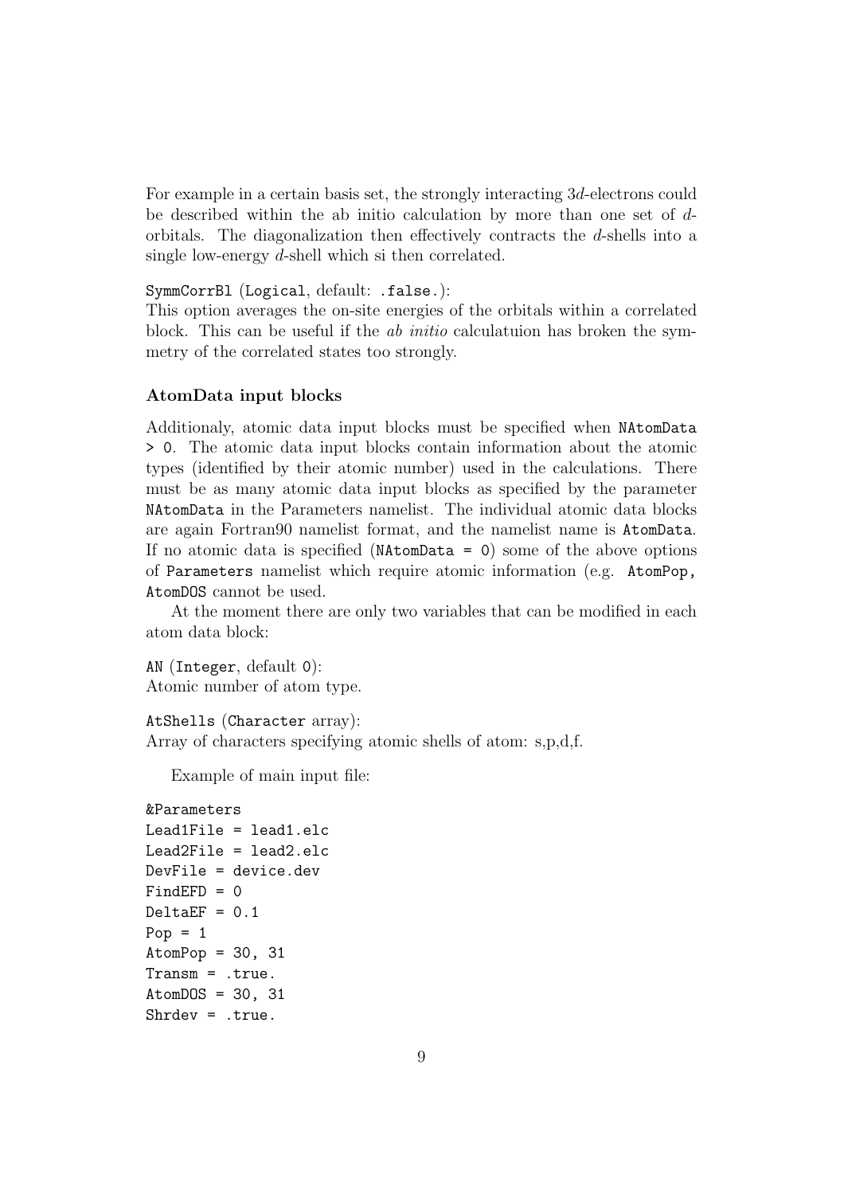For example in a certain basis set, the strongly interacting $3d$-electrons could be described within the ab initio calculation by more than one set of $d$-orbitals. The diagonalization then effectively contracts the $d$-shells into a single low-energy $d$-shell which si then correlated.

`SymmCorrBl` (`Logical`, default: `.false.`):
This option averages the on-site energies of the orbitals within a correlated block. This can be useful if the *ab initio* calculatuion has broken the symmetry of the correlated states too strongly.

#### AtomData input blocks

Additionaly, atomic data input blocks must be specified when `NAtomData > 0`. The atomic data input blocks contain information about the atomic types (identified by their atomic number) used in the calculations. There must be as many atomic data input blocks as specified by the parameter `NAtomData` in the Parameters namelist. The individual atomic data blocks are again Fortran90 namelist format, and the namelist name is `AtomData`. If no atomic data is specified (`NAtomData = 0`) some of the above options of `Parameters` namelist which require atomic information (e.g. `AtomPop, AtomDOS` cannot be used.

At the moment there are only two variables that can be modified in each atom data block:

`AN` (`Integer`, default `0`):
Atomic number of atom type.

`AtShells` (`Character` array):
Array of characters specifying atomic shells of atom: s,p,d,f.

Example of main input file:

```
&Parameters
Lead1File = lead1.elc
Lead2File = lead2.elc
DevFile = device.dev
FindEFD = 0
DeltaEF = 0.1
Pop = 1
AtomPop = 30, 31
Transm = .true.
AtomDOS = 30, 31
Shrdev = .true.
```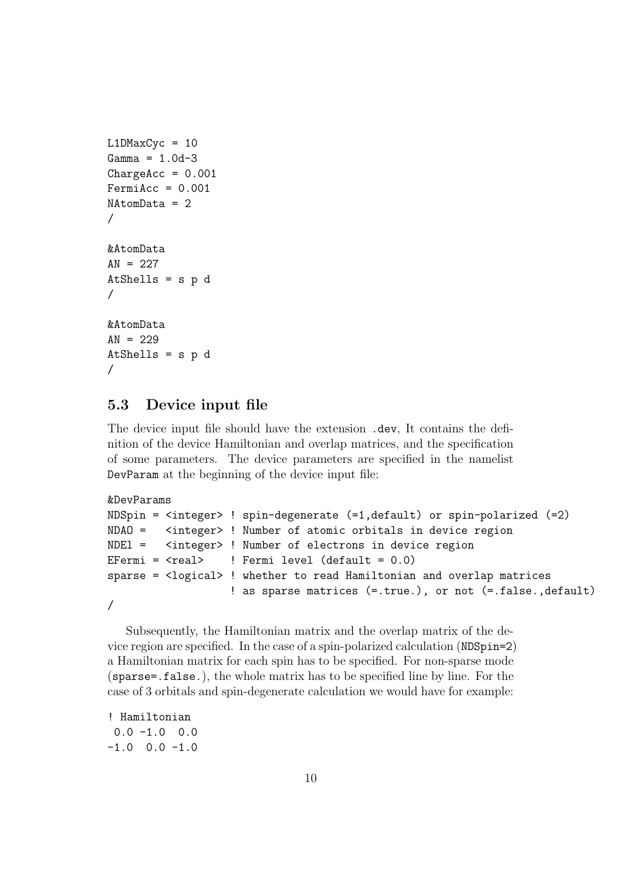```
L1DMaxCyc = 10
Gamma = 1.0d-3
ChargeAcc = 0.001
FermiAcc = 0.001
NAtomData = 2
/

&AtomData
AN = 227
AtShells = s p d
/

&AtomData
AN = 229
AtShells = s p d
/
```

### 5.3 Device input file

The device input file should have the extension `.dev`, It contains the definition of the device Hamiltonian and overlap matrices, and the specification of some parameters. The device parameters are specified in the namelist `DevParam` at the beginning of the device input file:

```
&DevParams
NDSpin = <integer> ! spin-degenerate (=1,default) or spin-polarized (=2)
NDAO =   <integer> ! Number of atomic orbitals in device region
NDEl =   <integer> ! Number of electrons in device region
EFermi = <real>    ! Fermi level (default = 0.0)
sparse = <logical> ! whether to read Hamiltonian and overlap matrices
                   ! as sparse matrices (=.true.), or not (=.false.,default)
/
```

Subsequently, the Hamiltonian matrix and the overlap matrix of the device region are specified. In the case of a spin-polarized calculation (`NDSpin=2`) a Hamiltonian matrix for each spin has to be specified. For non-sparse mode (`sparse=.false.`), the whole matrix has to be specified line by line. For the case of 3 orbitals and spin-degenerate calculation we would have for example:

```
! Hamiltonian
 0.0 -1.0  0.0
-1.0  0.0 -1.0
```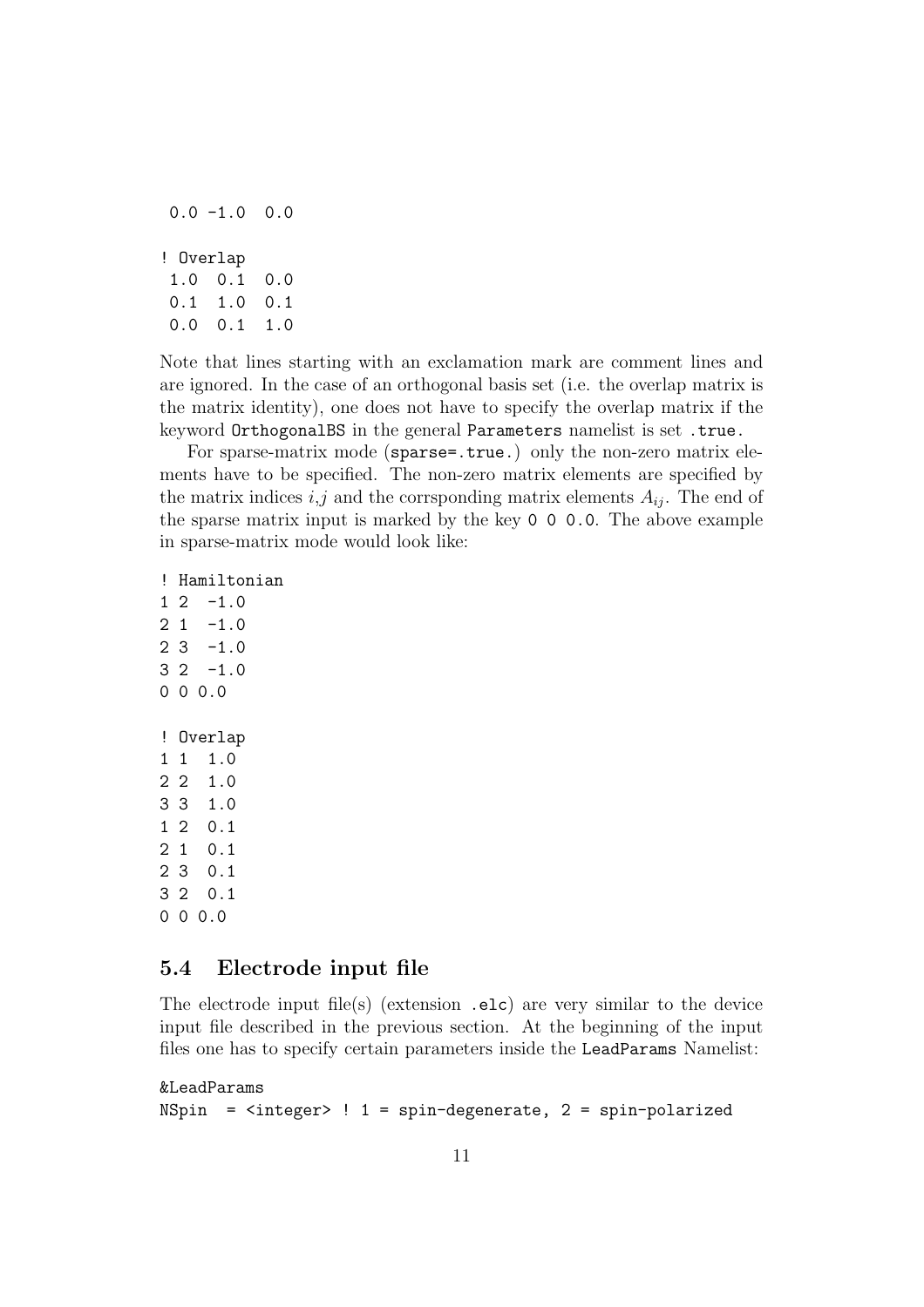```
 0.0 -1.0  0.0

! Overlap
 1.0  0.1  0.0
 0.1  1.0  0.1
 0.0  0.1  1.0
```

Note that lines starting with an exclamation mark are comment lines and are ignored. In the case of an orthogonal basis set (i.e. the overlap matrix is the matrix identity), one does not have to specify the overlap matrix if the keyword `OrthogonalBS` in the general `Parameters` namelist is set `.true.`

For sparse-matrix mode (`sparse=.true.`) only the non-zero matrix elements have to be specified. The non-zero matrix elements are specified by the matrix indices $i$,$j$ and the corrsponding matrix elements $A_{ij}$. The end of the sparse matrix input is marked by the key `0 0 0.0`. The above example in sparse-matrix mode would look like:

```
! Hamiltonian
1 2  -1.0
2 1  -1.0
2 3  -1.0
3 2  -1.0
0 0 0.0

! Overlap
1 1  1.0
2 2  1.0
3 3  1.0
1 2  0.1
2 1  0.1
2 3  0.1
3 2  0.1
0 0 0.0
```

## 5.4 Electrode input file

The electrode input file(s) (extension `.elc`) are very similar to the device input file described in the previous section. At the beginning of the input files one has to specify certain parameters inside the `LeadParams` Namelist:

```
&LeadParams
NSpin  = <integer> ! 1 = spin-degenerate, 2 = spin-polarized
```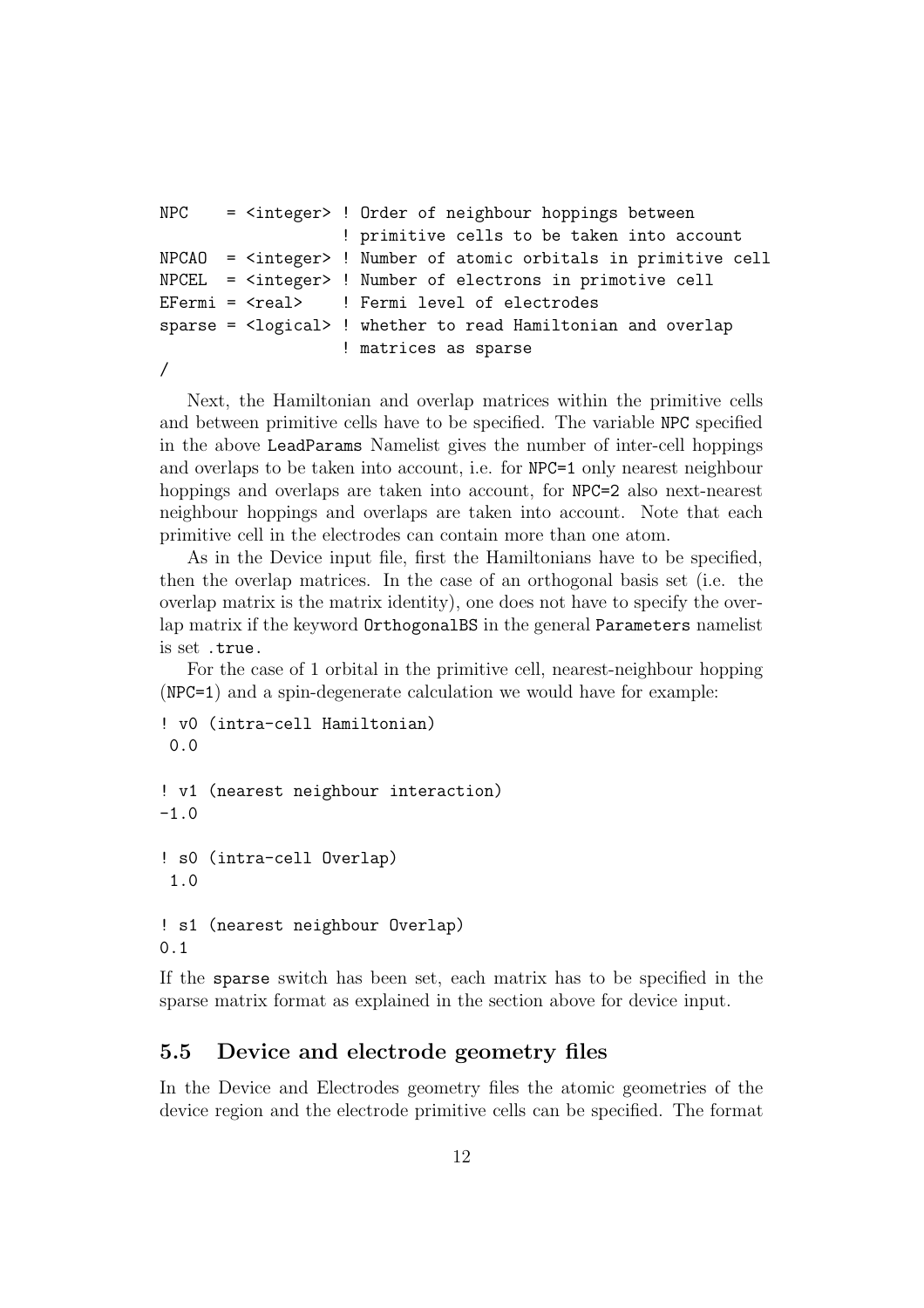```
NPC    = <integer> ! Order of neighbour hoppings between
                   ! primitive cells to be taken into account
NPCAO  = <integer> ! Number of atomic orbitals in primitive cell
NPCEL  = <integer> ! Number of electrons in primotive cell
EFermi = <real>    ! Fermi level of electrodes
sparse = <logical> ! whether to read Hamiltonian and overlap
                   ! matrices as sparse
/
```

Next, the Hamiltonian and overlap matrices within the primitive cells and between primitive cells have to be specified. The variable `NPC` specified in the above `LeadParams` Namelist gives the number of inter-cell hoppings and overlaps to be taken into account, i.e. for `NPC=1` only nearest neighbour hoppings and overlaps are taken into account, for `NPC=2` also next-nearest neighbour hoppings and overlaps are taken into account. Note that each primitive cell in the electrodes can contain more than one atom.

As in the Device input file, first the Hamiltonians have to be specified, then the overlap matrices. In the case of an orthogonal basis set (i.e. the overlap matrix is the matrix identity), one does not have to specify the overlap matrix if the keyword `OrthogonalBS` in the general `Parameters` namelist is set `.true.`

For the case of 1 orbital in the primitive cell, nearest-neighbour hopping (`NPC=1`) and a spin-degenerate calculation we would have for example:

```
! v0 (intra-cell Hamiltonian)
 0.0

! v1 (nearest neighbour interaction)
-1.0

! s0 (intra-cell Overlap)
 1.0

! s1 (nearest neighbour Overlap)
0.1
```

If the `sparse` switch has been set, each matrix has to be specified in the sparse matrix format as explained in the section above for device input.

## 5.5 Device and electrode geometry files

In the Device and Electrodes geometry files the atomic geometries of the device region and the electrode primitive cells can be specified. The format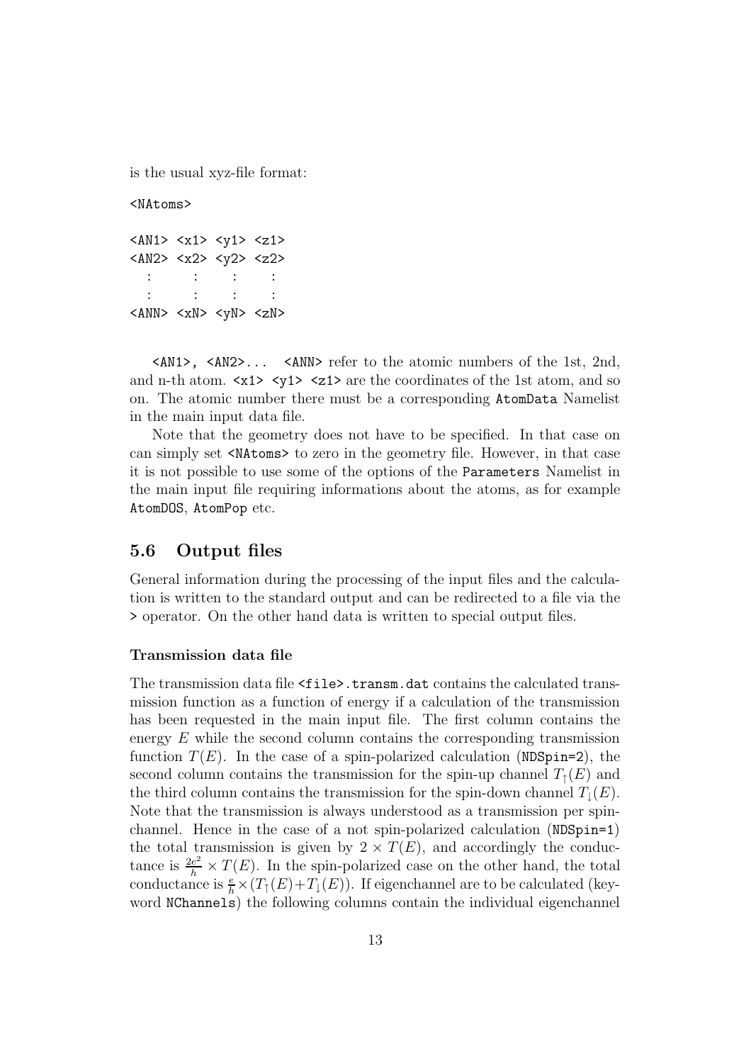is the usual xyz-file format:

```
<NAtoms>

<AN1> <x1> <y1> <z1>
<AN2> <x2> <y2> <z2>
  :      :     :     :
  :      :     :     :
<ANN> <xN> <yN> <zN>
```

`<AN1>, <AN2>... <ANN>` refer to the atomic numbers of the 1st, 2nd, and n-th atom. `<x1> <y1> <z1>` are the coordinates of the 1st atom, and so on. The atomic number there must be a corresponding `AtomData` Namelist in the main input data file.

Note that the geometry does not have to be specified. In that case on can simply set `<NAtoms>` to zero in the geometry file. However, in that case it is not possible to use some of the options of the `Parameters` Namelist in the main input file requiring informations about the atoms, as for example `AtomDOS`, `AtomPop` etc.

## 5.6 Output files

General information during the processing of the input files and the calculation is written to the standard output and can be redirected to a file via the `>` operator. On the other hand data is written to special output files.

**Transmission data file**

The transmission data file `<file>.transm.dat` contains the calculated transmission function as a function of energy if a calculation of the transmission has been requested in the main input file. The first column contains the energy $E$ while the second column contains the corresponding transmission function $T(E)$. In the case of a spin-polarized calculation (`NDSpin=2`), the second column contains the transmission for the spin-up channel $T_{\uparrow}(E)$ and the third column contains the transmission for the spin-down channel $T_{\downarrow}(E)$. Note that the transmission is always understood as a transmission per spin-channel. Hence in the case of a not spin-polarized calculation (`NDSpin=1`) the total transmission is given by $2 \times T(E)$, and accordingly the conductance is $\frac{2e^2}{h} \times T(E)$. In the spin-polarized case on the other hand, the total conductance is $\frac{e}{h} \times (T_{\uparrow}(E) + T_{\downarrow}(E))$. If eigenchannel are to be calculated (keyword `NChannels`) the following columns contain the individual eigenchannel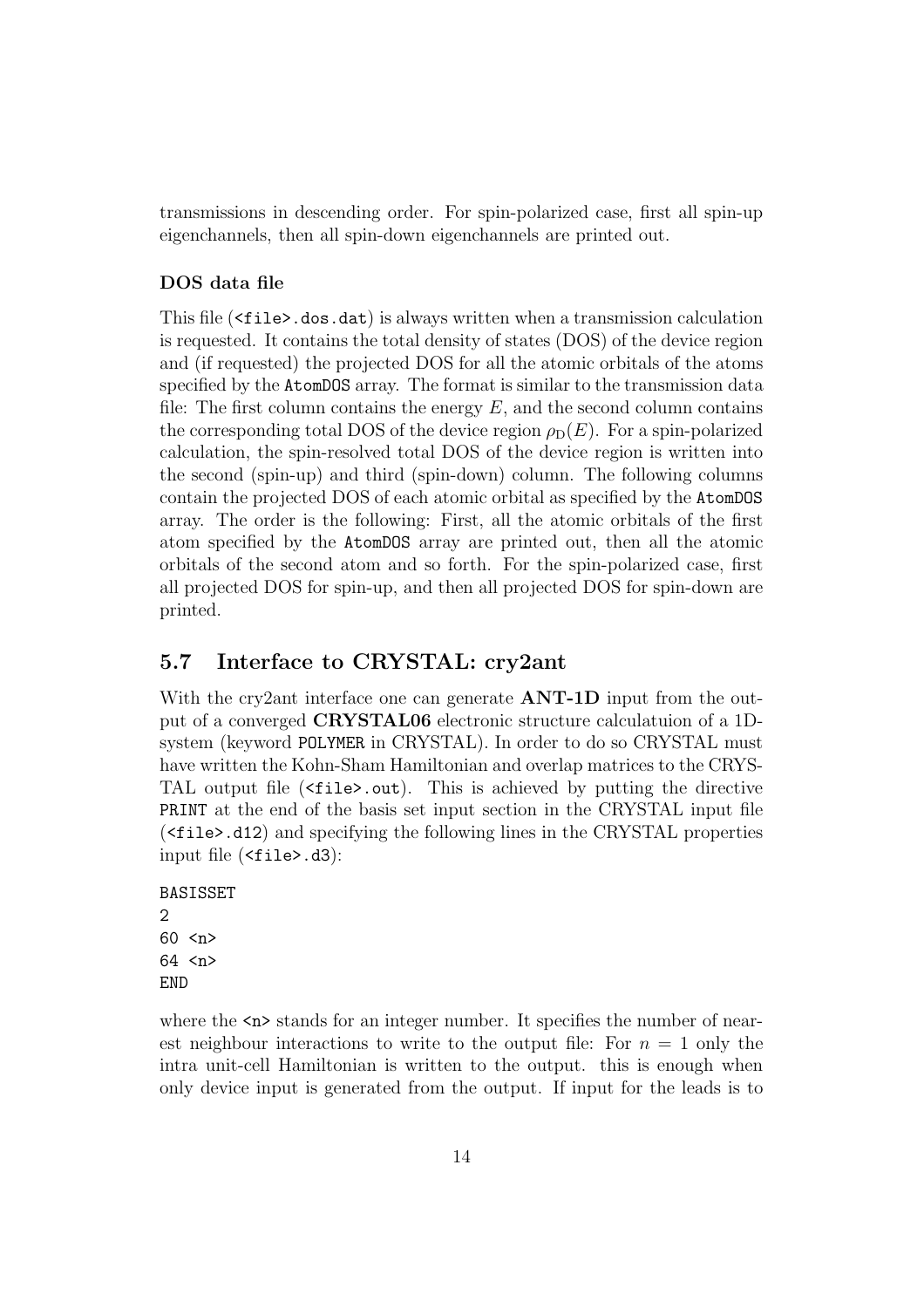transmissions in descending order. For spin-polarized case, first all spin-up eigenchannels, then all spin-down eigenchannels are printed out.

#### DOS data file

This file (`<file>.dos.dat`) is always written when a transmission calculation is requested. It contains the total density of states (DOS) of the device region and (if requested) the projected DOS for all the atomic orbitals of the atoms specified by the `AtomDOS` array. The format is similar to the transmission data file: The first column contains the energy $E$, and the second column contains the corresponding total DOS of the device region $\rho_{\mathrm{D}}(E)$. For a spin-polarized calculation, the spin-resolved total DOS of the device region is written into the second (spin-up) and third (spin-down) column. The following columns contain the projected DOS of each atomic orbital as specified by the `AtomDOS` array. The order is the following: First, all the atomic orbitals of the first atom specified by the `AtomDOS` array are printed out, then all the atomic orbitals of the second atom and so forth. For the spin-polarized case, first all projected DOS for spin-up, and then all projected DOS for spin-down are printed.

## 5.7 Interface to CRYSTAL: cry2ant

With the cry2ant interface one can generate **ANT-1D** input from the output of a converged **CRYSTAL06** electronic structure calculatuion of a 1D-system (keyword `POLYMER` in CRYSTAL). In order to do so CRYSTAL must have written the Kohn-Sham Hamiltonian and overlap matrices to the CRYSTAL output file (`<file>.out`). This is achieved by putting the directive `PRINT` at the end of the basis set input section in the CRYSTAL input file (`<file>.d12`) and specifying the following lines in the CRYSTAL properties input file (`<file>.d3`):

```
BASISSET
2
60 <n>
64 <n>
END
```

where the `<n>` stands for an integer number. It specifies the number of nearest neighbour interactions to write to the output file: For $n = 1$ only the intra unit-cell Hamiltonian is written to the output. this is enough when only device input is generated from the output. If input for the leads is to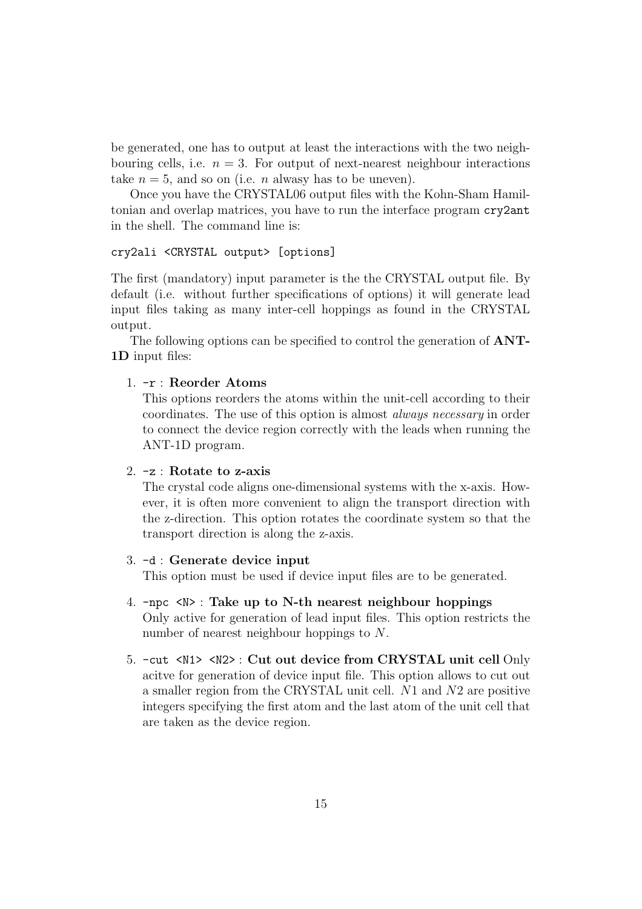be generated, one has to output at least the interactions with the two neighbouring cells, i.e. $n = 3$. For output of next-nearest neighbour interactions take $n = 5$, and so on (i.e. $n$ alwasy has to be uneven).

Once you have the CRYSTAL06 output files with the Kohn-Sham Hamiltonian and overlap matrices, you have to run the interface program `cry2ant` in the shell. The command line is:

```
cry2ali <CRYSTAL output> [options]
```

The first (mandatory) input parameter is the the CRYSTAL output file. By default (i.e. without further specifications of options) it will generate lead input files taking as many inter-cell hoppings as found in the CRYSTAL output.

The following options can be specified to control the generation of **ANT-1D** input files:

1. `-r` : **Reorder Atoms**
   This options reorders the atoms within the unit-cell according to their coordinates. The use of this option is almost *always necessary* in order to connect the device region correctly with the leads when running the ANT-1D program.

2. `-z` : **Rotate to z-axis**
   The crystal code aligns one-dimensional systems with the x-axis. However, it is often more convenient to align the transport direction with the z-direction. This option rotates the coordinate system so that the transport direction is along the z-axis.

3. `-d` : **Generate device input**
   This option must be used if device input files are to be generated.

4. `-npc <N>` : **Take up to N-th nearest neighbour hoppings**
   Only active for generation of lead input files. This option restricts the number of nearest neighbour hoppings to $N$.

5. `-cut <N1> <N2>` : **Cut out device from CRYSTAL unit cell** Only acitve for generation of device input file. This option allows to cut out a smaller region from the CRYSTAL unit cell. $N1$ and $N2$ are positive integers specifying the first atom and the last atom of the unit cell that are taken as the device region.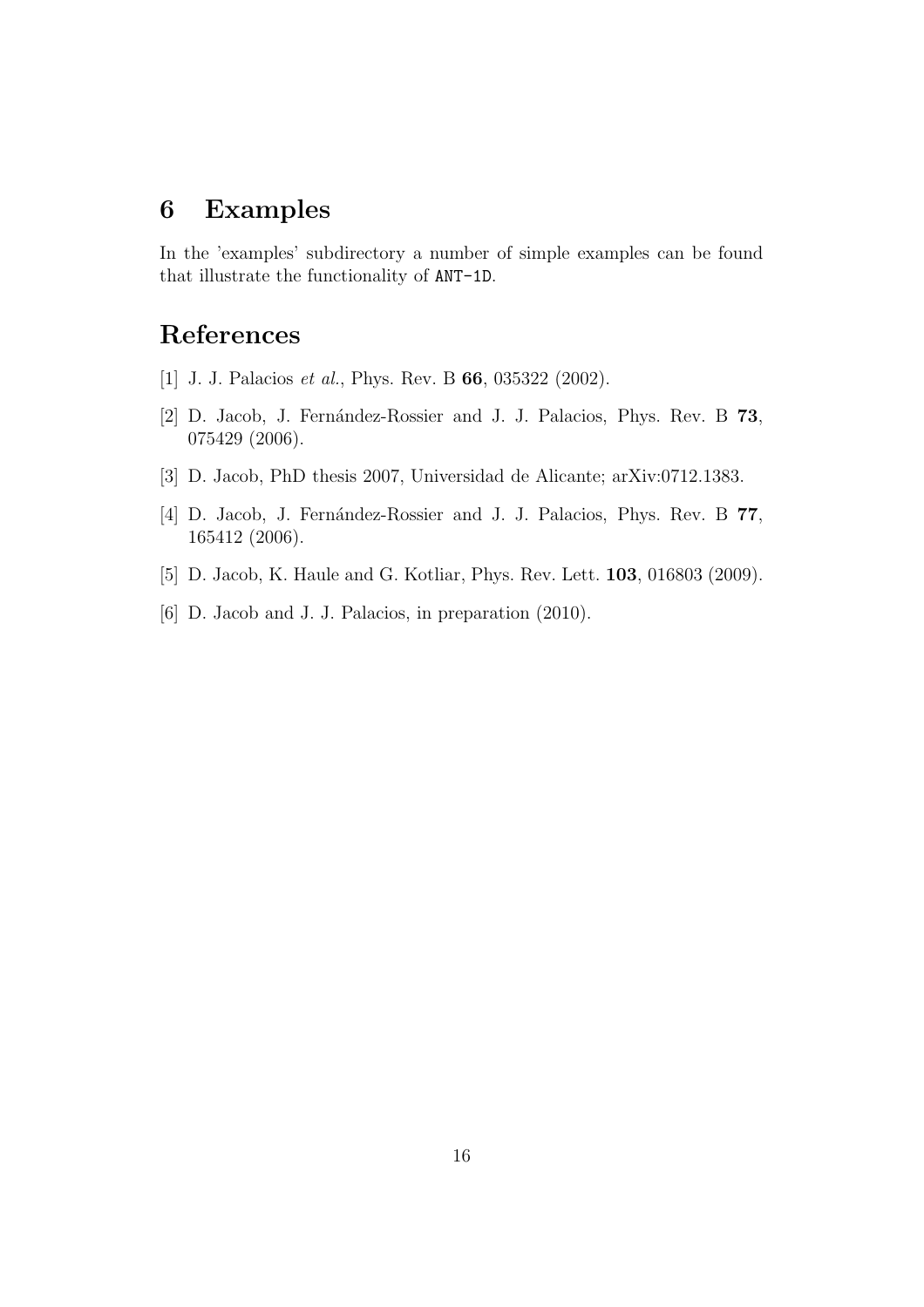## 6 Examples

In the 'examples' subdirectory a number of simple examples can be found that illustrate the functionality of `ANT-1D`.

## References

[1] J. J. Palacios *et al.*, Phys. Rev. B **66**, 035322 (2002).

[2] D. Jacob, J. Fernández-Rossier and J. J. Palacios, Phys. Rev. B **73**, 075429 (2006).

[3] D. Jacob, PhD thesis 2007, Universidad de Alicante; arXiv:0712.1383.

[4] D. Jacob, J. Fernández-Rossier and J. J. Palacios, Phys. Rev. B **77**, 165412 (2006).

[5] D. Jacob, K. Haule and G. Kotliar, Phys. Rev. Lett. **103**, 016803 (2009).

[6] D. Jacob and J. J. Palacios, in preparation (2010).